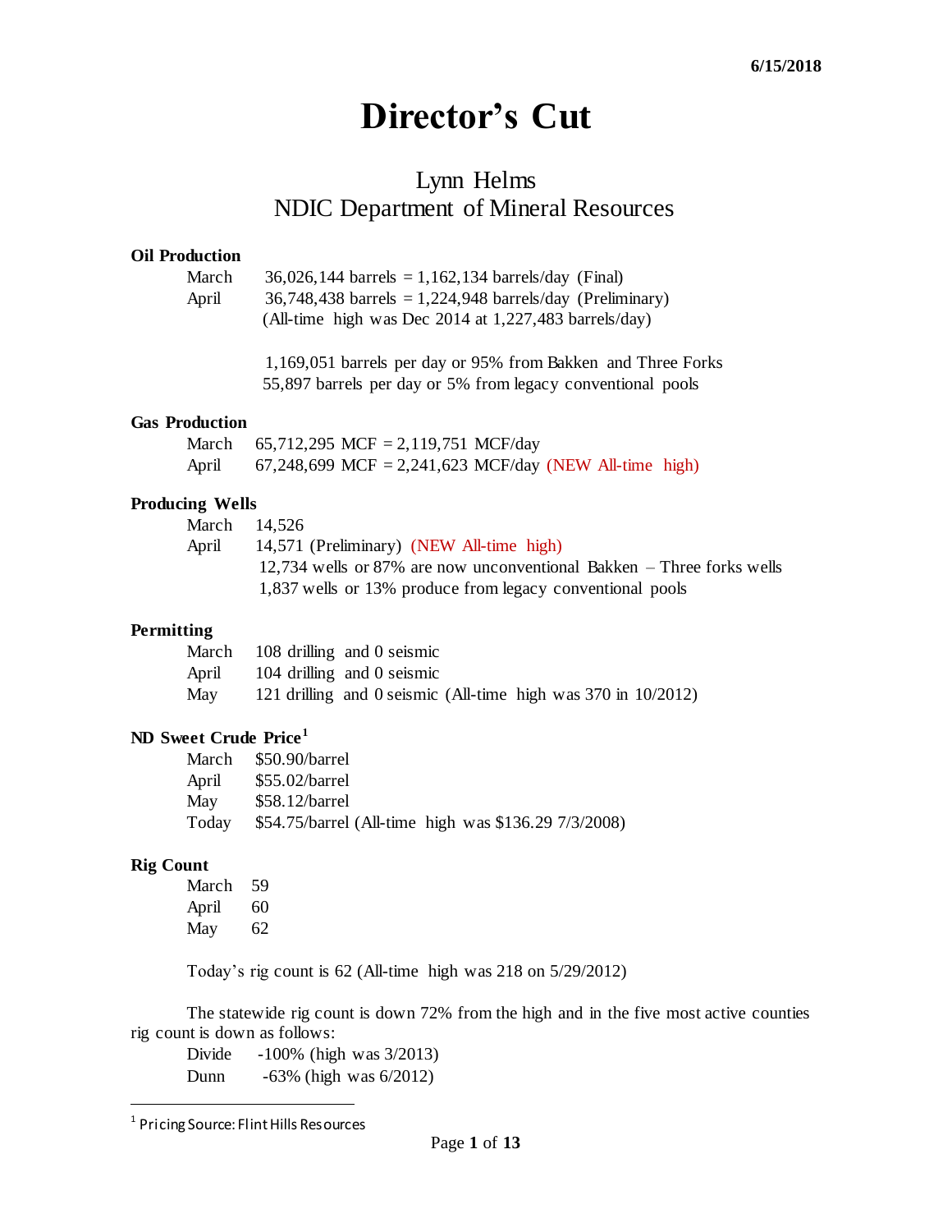6/15/2018

# Director's Cut

## Lynn Helms
## NDIC Department of Mineral Resources

### Oil Production

March 36,026,144 barrels = 1,162,134 barrels/day (Final)
April 36,748,438 barrels = 1,224,948 barrels/day (Preliminary)
(All-time high was Dec 2014 at 1,227,483 barrels/day)

1,169,051 barrels per day or 95% from Bakken and Three Forks
55,897 barrels per day or 5% from legacy conventional pools

### Gas Production

March 65,712,295 MCF = 2,119,751 MCF/day
April 67,248,699 MCF = 2,241,623 MCF/day (NEW All-time high)

### Producing Wells

March 14,526
April 14,571 (Preliminary) (NEW All-time high)
12,734 wells or 87% are now unconventional Bakken – Three forks wells
1,837 wells or 13% produce from legacy conventional pools

### Permitting

March 108 drilling and 0 seismic
April 104 drilling and 0 seismic
May 121 drilling and 0 seismic (All-time high was 370 in 10/2012)

### ND Sweet Crude Price[1]

March $50.90/barrel
April $55.02/barrel
May $58.12/barrel
Today $54.75/barrel (All-time high was $136.29 7/3/2008)

### Rig Count

March 59
April 60
May 62

Today's rig count is 62 (All-time high was 218 on 5/29/2012)

The statewide rig count is down 72% from the high and in the five most active counties rig count is down as follows:

Divide -100% (high was 3/2013)
Dunn -63% (high was 6/2012)

[1] Pricing Source: Flint Hills Resources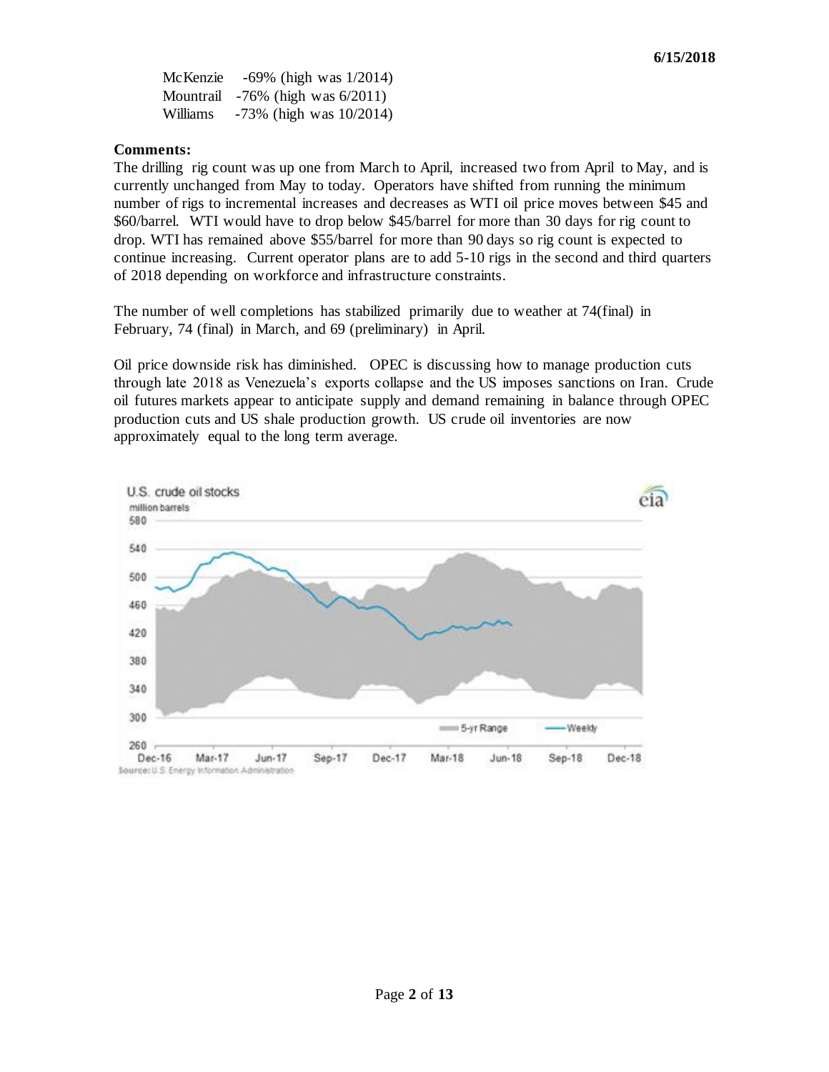| | |
|---|---|
| McKenzie | -69% (high was 1/2014) |
| Mountrail | -76% (high was 6/2011) |
| Williams | -73% (high was 10/2014) |

**Comments:**

The drilling rig count was up one from March to April, increased two from April to May, and is currently unchanged from May to today. Operators have shifted from running the minimum number of rigs to incremental increases and decreases as WTI oil price moves between $45 and $60/barrel. WTI would have to drop below $45/barrel for more than 30 days for rig count to drop. WTI has remained above $55/barrel for more than 90 days so rig count is expected to continue increasing. Current operator plans are to add 5-10 rigs in the second and third quarters of 2018 depending on workforce and infrastructure constraints.

The number of well completions has stabilized primarily due to weather at 74(final) in February, 74 (final) in March, and 69 (preliminary) in April.

Oil price downside risk has diminished. OPEC is discussing how to manage production cuts through late 2018 as Venezuela's exports collapse and the US imposes sanctions on Iran. Crude oil futures markets appear to anticipate supply and demand remaining in balance through OPEC production cuts and US shale production growth. US crude oil inventories are now approximately equal to the long term average.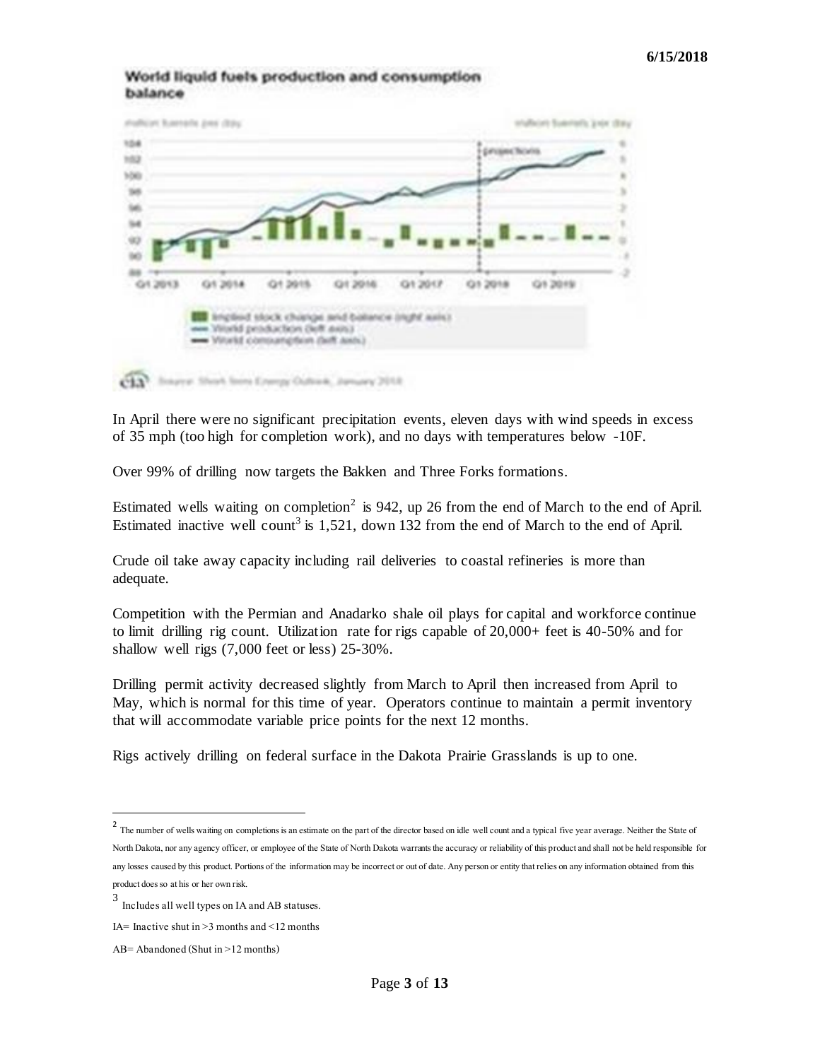World liquid fuels production and consumption balance

In April there were no significant precipitation events, eleven days with wind speeds in excess of 35 mph (too high for completion work), and no days with temperatures below -10F.

Over 99% of drilling now targets the Bakken and Three Forks formations.

Estimated wells waiting on completion[2] is 942, up 26 from the end of March to the end of April. Estimated inactive well count[3] is 1,521, down 132 from the end of March to the end of April.

Crude oil take away capacity including rail deliveries to coastal refineries is more than adequate.

Competition with the Permian and Anadarko shale oil plays for capital and workforce continue to limit drilling rig count. Utilization rate for rigs capable of 20,000+ feet is 40-50% and for shallow well rigs (7,000 feet or less) 25-30%.

Drilling permit activity decreased slightly from March to April then increased from April to May, which is normal for this time of year. Operators continue to maintain a permit inventory that will accommodate variable price points for the next 12 months.

Rigs actively drilling on federal surface in the Dakota Prairie Grasslands is up to one.

---

[2] The number of wells waiting on completions is an estimate on the part of the director based on idle well count and a typical five year average. Neither the State of North Dakota, nor any agency officer, or employee of the State of North Dakota warrants the accuracy or reliability of this product and shall not be held responsible for any losses caused by this product. Portions of the information may be incorrect or out of date. Any person or entity that relies on any information obtained from this product does so at his or her own risk.

[3] Includes all well types on IA and AB statuses.

IA= Inactive shut in >3 months and <12 months

AB= Abandoned (Shut in >12 months)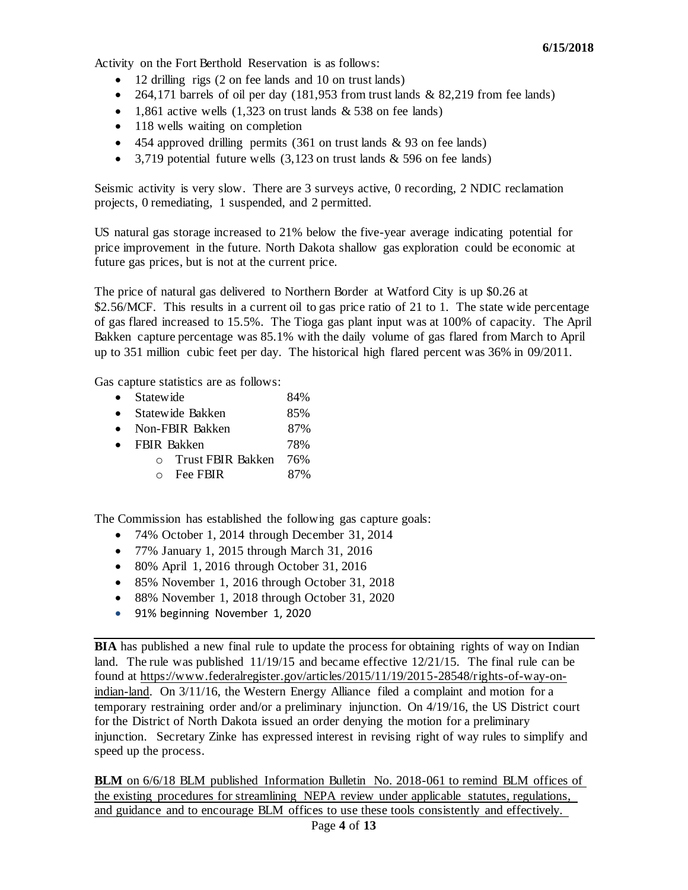6/15/2018

Activity on the Fort Berthold Reservation is as follows:

- 12 drilling rigs (2 on fee lands and 10 on trust lands)
- 264,171 barrels of oil per day (181,953 from trust lands & 82,219 from fee lands)
- 1,861 active wells (1,323 on trust lands & 538 on fee lands)
- 118 wells waiting on completion
- 454 approved drilling permits (361 on trust lands & 93 on fee lands)
- 3,719 potential future wells (3,123 on trust lands & 596 on fee lands)

Seismic activity is very slow. There are 3 surveys active, 0 recording, 2 NDIC reclamation projects, 0 remediating, 1 suspended, and 2 permitted.

US natural gas storage increased to 21% below the five-year average indicating potential for price improvement in the future. North Dakota shallow gas exploration could be economic at future gas prices, but is not at the current price.

The price of natural gas delivered to Northern Border at Watford City is up $0.26 at $2.56/MCF. This results in a current oil to gas price ratio of 21 to 1. The state wide percentage of gas flared increased to 15.5%. The Tioga gas plant input was at 100% of capacity. The April Bakken capture percentage was 85.1% with the daily volume of gas flared from March to April up to 351 million cubic feet per day. The historical high flared percent was 36% in 09/2011.

Gas capture statistics are as follows:

- Statewide 84%
- Statewide Bakken 85%
- Non-FBIR Bakken 87%
- FBIR Bakken 78%
  - Trust FBIR Bakken 76%
  - Fee FBIR 87%

The Commission has established the following gas capture goals:

- 74% October 1, 2014 through December 31, 2014
- 77% January 1, 2015 through March 31, 2016
- 80% April 1, 2016 through October 31, 2016
- 85% November 1, 2016 through October 31, 2018
- 88% November 1, 2018 through October 31, 2020
- 91% beginning November 1, 2020

---

**BIA** has published a new final rule to update the process for obtaining rights of way on Indian land. The rule was published 11/19/15 and became effective 12/21/15. The final rule can be found at https://www.federalregister.gov/articles/2015/11/19/2015-28548/rights-of-way-on-indian-land. On 3/11/16, the Western Energy Alliance filed a complaint and motion for a temporary restraining order and/or a preliminary injunction. On 4/19/16, the US District court for the District of North Dakota issued an order denying the motion for a preliminary injunction. Secretary Zinke has expressed interest in revising right of way rules to simplify and speed up the process.

**BLM** on 6/6/18 BLM published Information Bulletin No. 2018-061 to remind BLM offices of the existing procedures for streamlining NEPA review under applicable statutes, regulations, and guidance and to encourage BLM offices to use these tools consistently and effectively.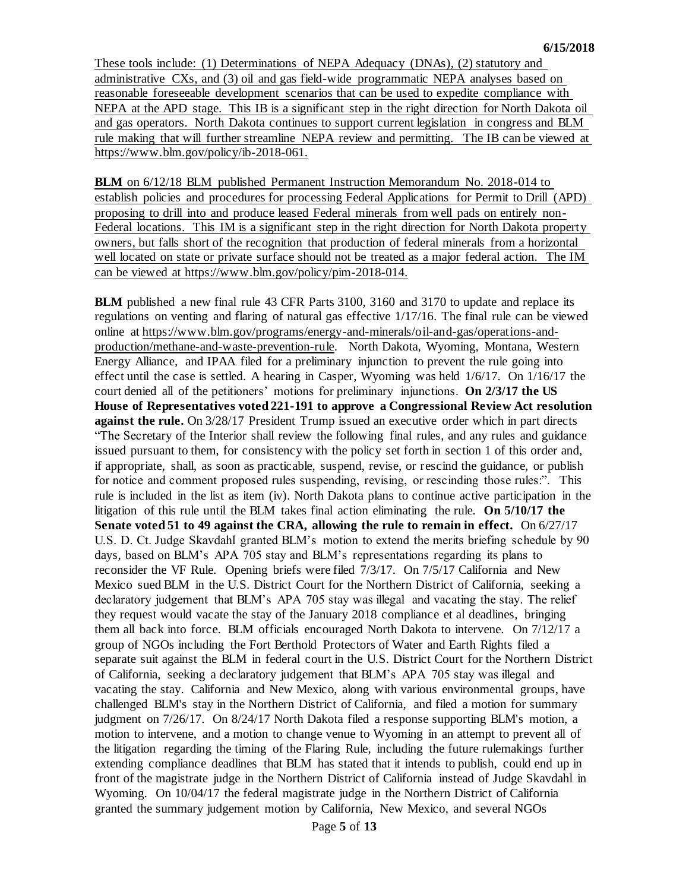These tools include: (1) Determinations of NEPA Adequacy (DNAs), (2) statutory and administrative CXs, and (3) oil and gas field-wide programmatic NEPA analyses based on reasonable foreseeable development scenarios that can be used to expedite compliance with NEPA at the APD stage. This IB is a significant step in the right direction for North Dakota oil and gas operators. North Dakota continues to support current legislation in congress and BLM rule making that will further streamline NEPA review and permitting. The IB can be viewed at https://www.blm.gov/policy/ib-2018-061.

**BLM** on 6/12/18 BLM published Permanent Instruction Memorandum No. 2018-014 to establish policies and procedures for processing Federal Applications for Permit to Drill (APD) proposing to drill into and produce leased Federal minerals from well pads on entirely non-Federal locations. This IM is a significant step in the right direction for North Dakota property owners, but falls short of the recognition that production of federal minerals from a horizontal well located on state or private surface should not be treated as a major federal action. The IM can be viewed at https://www.blm.gov/policy/pim-2018-014.

**BLM** published a new final rule 43 CFR Parts 3100, 3160 and 3170 to update and replace its regulations on venting and flaring of natural gas effective 1/17/16. The final rule can be viewed online at https://www.blm.gov/programs/energy-and-minerals/oil-and-gas/operations-and-production/methane-and-waste-prevention-rule. North Dakota, Wyoming, Montana, Western Energy Alliance, and IPAA filed for a preliminary injunction to prevent the rule going into effect until the case is settled. A hearing in Casper, Wyoming was held 1/6/17. On 1/16/17 the court denied all of the petitioners' motions for preliminary injunctions. **On 2/3/17 the US House of Representatives voted 221-191 to approve a Congressional Review Act resolution against the rule.** On 3/28/17 President Trump issued an executive order which in part directs "The Secretary of the Interior shall review the following final rules, and any rules and guidance issued pursuant to them, for consistency with the policy set forth in section 1 of this order and, if appropriate, shall, as soon as practicable, suspend, revise, or rescind the guidance, or publish for notice and comment proposed rules suspending, revising, or rescinding those rules:". This rule is included in the list as item (iv). North Dakota plans to continue active participation in the litigation of this rule until the BLM takes final action eliminating the rule. **On 5/10/17 the Senate voted 51 to 49 against the CRA, allowing the rule to remain in effect.** On 6/27/17 U.S. D. Ct. Judge Skavdahl granted BLM's motion to extend the merits briefing schedule by 90 days, based on BLM's APA 705 stay and BLM's representations regarding its plans to reconsider the VF Rule. Opening briefs were filed 7/3/17. On 7/5/17 California and New Mexico sued BLM in the U.S. District Court for the Northern District of California, seeking a declaratory judgement that BLM's APA 705 stay was illegal and vacating the stay. The relief they request would vacate the stay of the January 2018 compliance et al deadlines, bringing them all back into force. BLM officials encouraged North Dakota to intervene. On 7/12/17 a group of NGOs including the Fort Berthold Protectors of Water and Earth Rights filed a separate suit against the BLM in federal court in the U.S. District Court for the Northern District of California, seeking a declaratory judgement that BLM's APA 705 stay was illegal and vacating the stay. California and New Mexico, along with various environmental groups, have challenged BLM's stay in the Northern District of California, and filed a motion for summary judgment on 7/26/17. On 8/24/17 North Dakota filed a response supporting BLM's motion, a motion to intervene, and a motion to change venue to Wyoming in an attempt to prevent all of the litigation regarding the timing of the Flaring Rule, including the future rulemakings further extending compliance deadlines that BLM has stated that it intends to publish, could end up in front of the magistrate judge in the Northern District of California instead of Judge Skavdahl in Wyoming. On 10/04/17 the federal magistrate judge in the Northern District of California granted the summary judgement motion by California, New Mexico, and several NGOs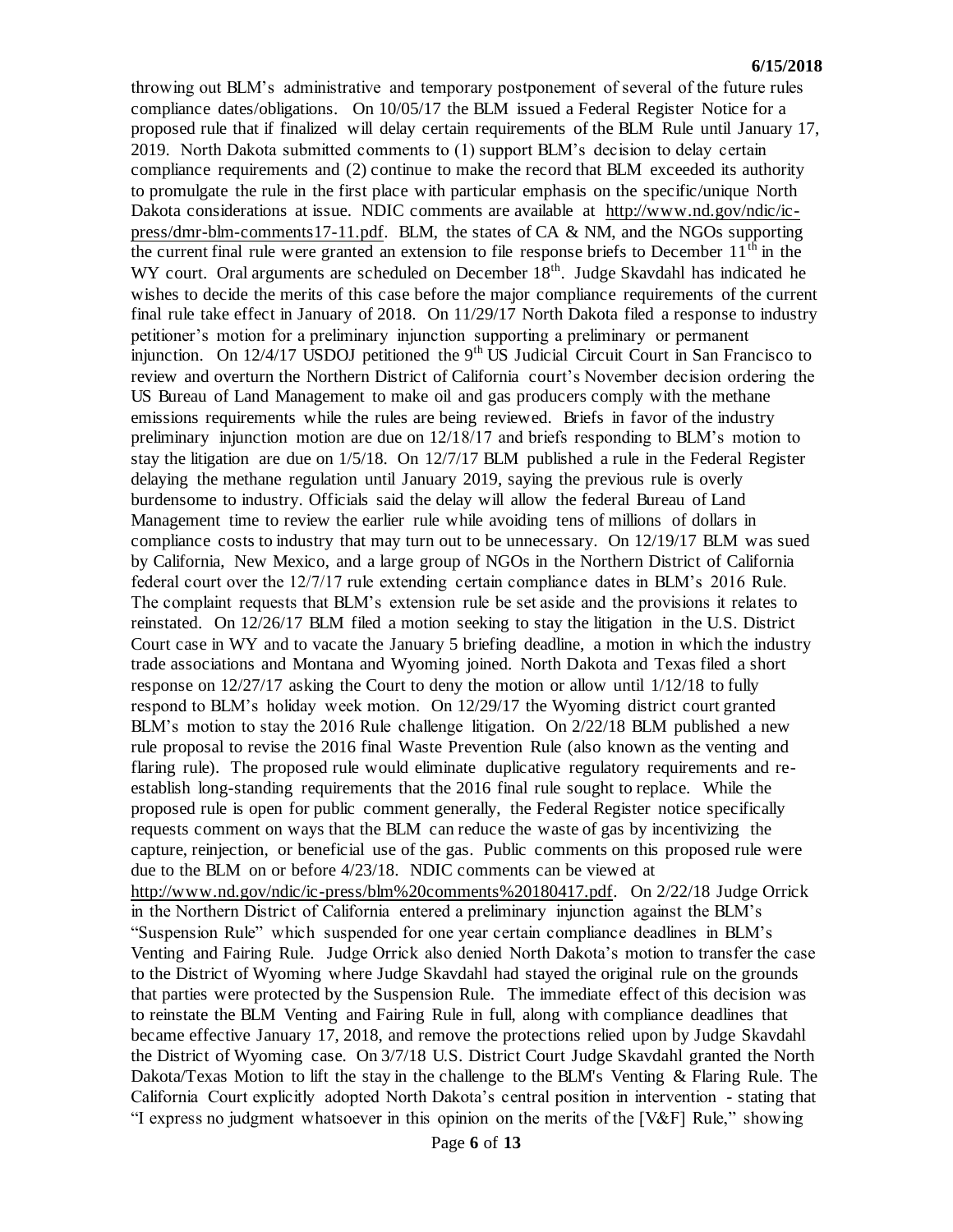throwing out BLM's administrative and temporary postponement of several of the future rules compliance dates/obligations. On 10/05/17 the BLM issued a Federal Register Notice for a proposed rule that if finalized will delay certain requirements of the BLM Rule until January 17, 2019. North Dakota submitted comments to (1) support BLM's decision to delay certain compliance requirements and (2) continue to make the record that BLM exceeded its authority to promulgate the rule in the first place with particular emphasis on the specific/unique North Dakota considerations at issue. NDIC comments are available at http://www.nd.gov/ndic/ic-press/dmr-blm-comments17-11.pdf. BLM, the states of CA & NM, and the NGOs supporting the current final rule were granted an extension to file response briefs to December 11th in the WY court. Oral arguments are scheduled on December 18th. Judge Skavdahl has indicated he wishes to decide the merits of this case before the major compliance requirements of the current final rule take effect in January of 2018. On 11/29/17 North Dakota filed a response to industry petitioner's motion for a preliminary injunction supporting a preliminary or permanent injunction. On 12/4/17 USDOJ petitioned the 9th US Judicial Circuit Court in San Francisco to review and overturn the Northern District of California court's November decision ordering the US Bureau of Land Management to make oil and gas producers comply with the methane emissions requirements while the rules are being reviewed. Briefs in favor of the industry preliminary injunction motion are due on 12/18/17 and briefs responding to BLM's motion to stay the litigation are due on 1/5/18. On 12/7/17 BLM published a rule in the Federal Register delaying the methane regulation until January 2019, saying the previous rule is overly burdensome to industry. Officials said the delay will allow the federal Bureau of Land Management time to review the earlier rule while avoiding tens of millions of dollars in compliance costs to industry that may turn out to be unnecessary. On 12/19/17 BLM was sued by California, New Mexico, and a large group of NGOs in the Northern District of California federal court over the 12/7/17 rule extending certain compliance dates in BLM's 2016 Rule. The complaint requests that BLM's extension rule be set aside and the provisions it relates to reinstated. On 12/26/17 BLM filed a motion seeking to stay the litigation in the U.S. District Court case in WY and to vacate the January 5 briefing deadline, a motion in which the industry trade associations and Montana and Wyoming joined. North Dakota and Texas filed a short response on 12/27/17 asking the Court to deny the motion or allow until 1/12/18 to fully respond to BLM's holiday week motion. On 12/29/17 the Wyoming district court granted BLM's motion to stay the 2016 Rule challenge litigation. On 2/22/18 BLM published a new rule proposal to revise the 2016 final Waste Prevention Rule (also known as the venting and flaring rule). The proposed rule would eliminate duplicative regulatory requirements and re-establish long-standing requirements that the 2016 final rule sought to replace. While the proposed rule is open for public comment generally, the Federal Register notice specifically requests comment on ways that the BLM can reduce the waste of gas by incentivizing the capture, reinjection, or beneficial use of the gas. Public comments on this proposed rule were due to the BLM on or before 4/23/18. NDIC comments can be viewed at http://www.nd.gov/ndic/ic-press/blm%20comments%20180417.pdf. On 2/22/18 Judge Orrick in the Northern District of California entered a preliminary injunction against the BLM's "Suspension Rule" which suspended for one year certain compliance deadlines in BLM's Venting and Fairing Rule. Judge Orrick also denied North Dakota's motion to transfer the case to the District of Wyoming where Judge Skavdahl had stayed the original rule on the grounds that parties were protected by the Suspension Rule. The immediate effect of this decision was to reinstate the BLM Venting and Fairing Rule in full, along with compliance deadlines that became effective January 17, 2018, and remove the protections relied upon by Judge Skavdahl the District of Wyoming case. On 3/7/18 U.S. District Court Judge Skavdahl granted the North Dakota/Texas Motion to lift the stay in the challenge to the BLM's Venting & Flaring Rule. The California Court explicitly adopted North Dakota's central position in intervention - stating that "I express no judgment whatsoever in this opinion on the merits of the [V&F] Rule," showing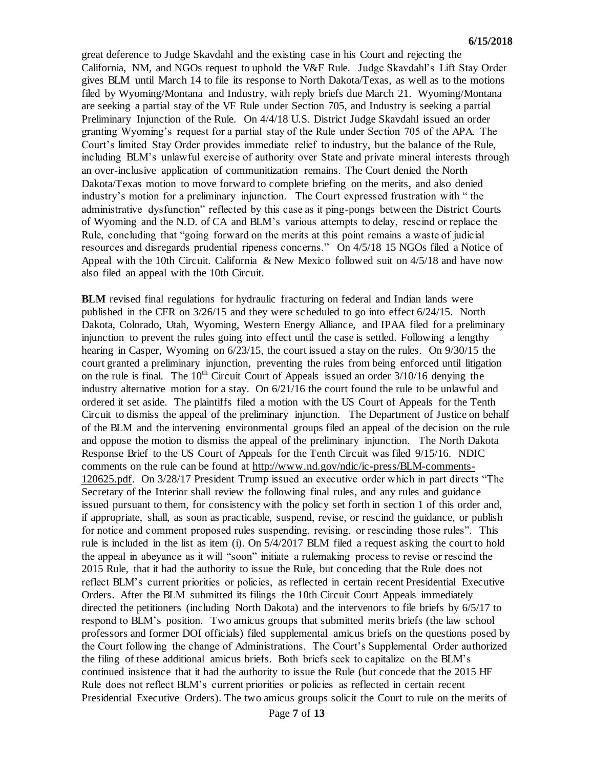great deference to Judge Skavdahl and the existing case in his Court and rejecting the California, NM, and NGOs request to uphold the V&F Rule. Judge Skavdahl's Lift Stay Order gives BLM until March 14 to file its response to North Dakota/Texas, as well as to the motions filed by Wyoming/Montana and Industry, with reply briefs due March 21. Wyoming/Montana are seeking a partial stay of the VF Rule under Section 705, and Industry is seeking a partial Preliminary Injunction of the Rule. On 4/4/18 U.S. District Judge Skavdahl issued an order granting Wyoming's request for a partial stay of the Rule under Section 705 of the APA. The Court's limited Stay Order provides immediate relief to industry, but the balance of the Rule, including BLM's unlawful exercise of authority over State and private mineral interests through an over-inclusive application of communitization remains. The Court denied the North Dakota/Texas motion to move forward to complete briefing on the merits, and also denied industry's motion for a preliminary injunction. The Court expressed frustration with " the administrative dysfunction" reflected by this case as it ping-pongs between the District Courts of Wyoming and the N.D. of CA and BLM's various attempts to delay, rescind or replace the Rule, concluding that "going forward on the merits at this point remains a waste of judicial resources and disregards prudential ripeness concerns." On 4/5/18 15 NGOs filed a Notice of Appeal with the 10th Circuit. California & New Mexico followed suit on 4/5/18 and have now also filed an appeal with the 10th Circuit.

**BLM** revised final regulations for hydraulic fracturing on federal and Indian lands were published in the CFR on 3/26/15 and they were scheduled to go into effect 6/24/15. North Dakota, Colorado, Utah, Wyoming, Western Energy Alliance, and IPAA filed for a preliminary injunction to prevent the rules going into effect until the case is settled. Following a lengthy hearing in Casper, Wyoming on 6/23/15, the court issued a stay on the rules. On 9/30/15 the court granted a preliminary injunction, preventing the rules from being enforced until litigation on the rule is final. The 10th Circuit Court of Appeals issued an order 3/10/16 denying the industry alternative motion for a stay. On 6/21/16 the court found the rule to be unlawful and ordered it set aside. The plaintiffs filed a motion with the US Court of Appeals for the Tenth Circuit to dismiss the appeal of the preliminary injunction. The Department of Justice on behalf of the BLM and the intervening environmental groups filed an appeal of the decision on the rule and oppose the motion to dismiss the appeal of the preliminary injunction. The North Dakota Response Brief to the US Court of Appeals for the Tenth Circuit was filed 9/15/16. NDIC comments on the rule can be found at http://www.nd.gov/ndic/ic-press/BLM-comments-120625.pdf. On 3/28/17 President Trump issued an executive order which in part directs "The Secretary of the Interior shall review the following final rules, and any rules and guidance issued pursuant to them, for consistency with the policy set forth in section 1 of this order and, if appropriate, shall, as soon as practicable, suspend, revise, or rescind the guidance, or publish for notice and comment proposed rules suspending, revising, or rescinding those rules". This rule is included in the list as item (i). On 5/4/2017 BLM filed a request asking the court to hold the appeal in abeyance as it will "soon" initiate a rulemaking process to revise or rescind the 2015 Rule, that it had the authority to issue the Rule, but conceding that the Rule does not reflect BLM's current priorities or policies, as reflected in certain recent Presidential Executive Orders. After the BLM submitted its filings the 10th Circuit Court Appeals immediately directed the petitioners (including North Dakota) and the intervenors to file briefs by 6/5/17 to respond to BLM's position. Two amicus groups that submitted merits briefs (the law school professors and former DOI officials) filed supplemental amicus briefs on the questions posed by the Court following the change of Administrations. The Court's Supplemental Order authorized the filing of these additional amicus briefs. Both briefs seek to capitalize on the BLM's continued insistence that it had the authority to issue the Rule (but concede that the 2015 HF Rule does not reflect BLM's current priorities or policies as reflected in certain recent Presidential Executive Orders). The two amicus groups solicit the Court to rule on the merits of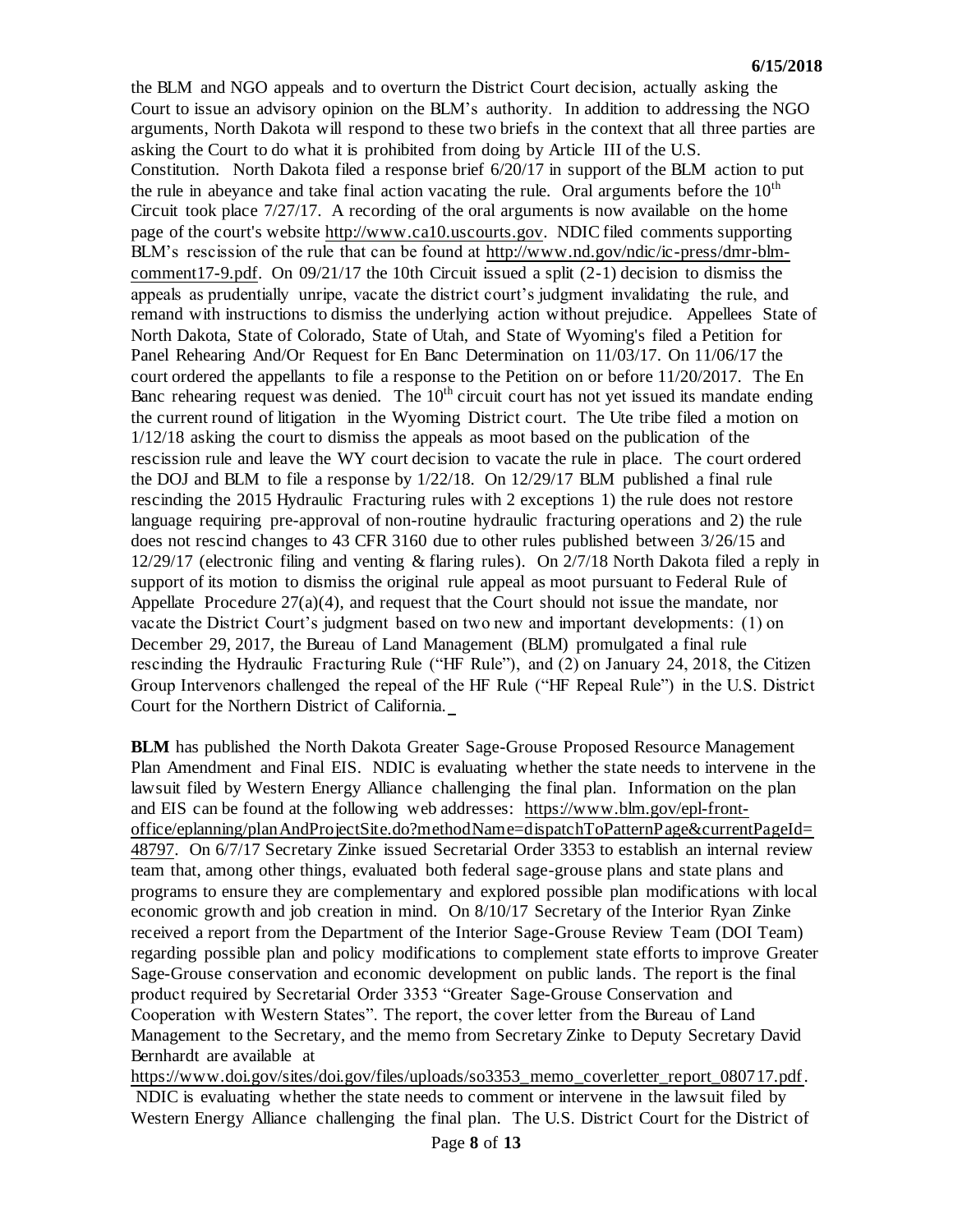the BLM and NGO appeals and to overturn the District Court decision, actually asking the Court to issue an advisory opinion on the BLM's authority. In addition to addressing the NGO arguments, North Dakota will respond to these two briefs in the context that all three parties are asking the Court to do what it is prohibited from doing by Article III of the U.S. Constitution. North Dakota filed a response brief 6/20/17 in support of the BLM action to put the rule in abeyance and take final action vacating the rule. Oral arguments before the 10th Circuit took place 7/27/17. A recording of the oral arguments is now available on the home page of the court's website http://www.ca10.uscourts.gov. NDIC filed comments supporting BLM's rescission of the rule that can be found at http://www.nd.gov/ndic/ic-press/dmr-blm-comment17-9.pdf. On 09/21/17 the 10th Circuit issued a split (2-1) decision to dismiss the appeals as prudentially unripe, vacate the district court's judgment invalidating the rule, and remand with instructions to dismiss the underlying action without prejudice. Appellees State of North Dakota, State of Colorado, State of Utah, and State of Wyoming's filed a Petition for Panel Rehearing And/Or Request for En Banc Determination on 11/03/17. On 11/06/17 the court ordered the appellants to file a response to the Petition on or before 11/20/2017. The En Banc rehearing request was denied. The 10th circuit court has not yet issued its mandate ending the current round of litigation in the Wyoming District court. The Ute tribe filed a motion on 1/12/18 asking the court to dismiss the appeals as moot based on the publication of the rescission rule and leave the WY court decision to vacate the rule in place. The court ordered the DOJ and BLM to file a response by 1/22/18. On 12/29/17 BLM published a final rule rescinding the 2015 Hydraulic Fracturing rules with 2 exceptions 1) the rule does not restore language requiring pre-approval of non-routine hydraulic fracturing operations and 2) the rule does not rescind changes to 43 CFR 3160 due to other rules published between 3/26/15 and 12/29/17 (electronic filing and venting & flaring rules). On 2/7/18 North Dakota filed a reply in support of its motion to dismiss the original rule appeal as moot pursuant to Federal Rule of Appellate Procedure 27(a)(4), and request that the Court should not issue the mandate, nor vacate the District Court's judgment based on two new and important developments: (1) on December 29, 2017, the Bureau of Land Management (BLM) promulgated a final rule rescinding the Hydraulic Fracturing Rule ("HF Rule"), and (2) on January 24, 2018, the Citizen Group Intervenors challenged the repeal of the HF Rule ("HF Repeal Rule") in the U.S. District Court for the Northern District of California.

**BLM** has published the North Dakota Greater Sage-Grouse Proposed Resource Management Plan Amendment and Final EIS. NDIC is evaluating whether the state needs to intervene in the lawsuit filed by Western Energy Alliance challenging the final plan. Information on the plan and EIS can be found at the following web addresses: https://www.blm.gov/epl-front-office/eplanning/planAndProjectSite.do?methodName=dispatchToPatternPage&currentPageId=48797. On 6/7/17 Secretary Zinke issued Secretarial Order 3353 to establish an internal review team that, among other things, evaluated both federal sage-grouse plans and state plans and programs to ensure they are complementary and explored possible plan modifications with local economic growth and job creation in mind. On 8/10/17 Secretary of the Interior Ryan Zinke received a report from the Department of the Interior Sage-Grouse Review Team (DOI Team) regarding possible plan and policy modifications to complement state efforts to improve Greater Sage-Grouse conservation and economic development on public lands. The report is the final product required by Secretarial Order 3353 "Greater Sage-Grouse Conservation and Cooperation with Western States". The report, the cover letter from the Bureau of Land Management to the Secretary, and the memo from Secretary Zinke to Deputy Secretary David Bernhardt are available at https://www.doi.gov/sites/doi.gov/files/uploads/so3353_memo_coverletter_report_080717.pdf. NDIC is evaluating whether the state needs to comment or intervene in the lawsuit filed by Western Energy Alliance challenging the final plan. The U.S. District Court for the District of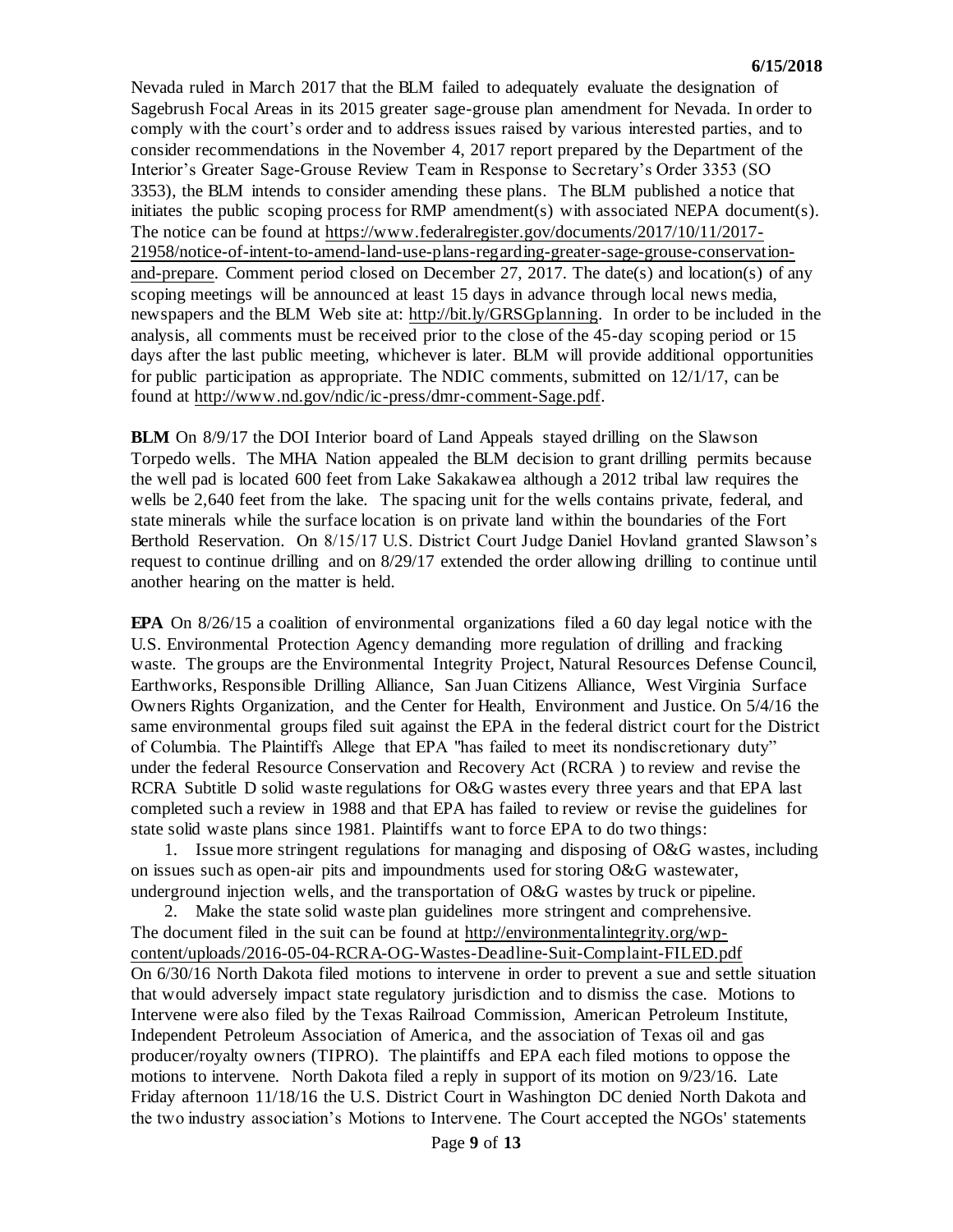Nevada ruled in March 2017 that the BLM failed to adequately evaluate the designation of Sagebrush Focal Areas in its 2015 greater sage-grouse plan amendment for Nevada. In order to comply with the court's order and to address issues raised by various interested parties, and to consider recommendations in the November 4, 2017 report prepared by the Department of the Interior's Greater Sage-Grouse Review Team in Response to Secretary's Order 3353 (SO 3353), the BLM intends to consider amending these plans. The BLM published a notice that initiates the public scoping process for RMP amendment(s) with associated NEPA document(s). The notice can be found at https://www.federalregister.gov/documents/2017/10/11/2017-21958/notice-of-intent-to-amend-land-use-plans-regarding-greater-sage-grouse-conservation-and-prepare. Comment period closed on December 27, 2017. The date(s) and location(s) of any scoping meetings will be announced at least 15 days in advance through local news media, newspapers and the BLM Web site at: http://bit.ly/GRSGplanning. In order to be included in the analysis, all comments must be received prior to the close of the 45-day scoping period or 15 days after the last public meeting, whichever is later. BLM will provide additional opportunities for public participation as appropriate. The NDIC comments, submitted on 12/1/17, can be found at http://www.nd.gov/ndic/ic-press/dmr-comment-Sage.pdf.

**BLM** On 8/9/17 the DOI Interior board of Land Appeals stayed drilling on the Slawson Torpedo wells. The MHA Nation appealed the BLM decision to grant drilling permits because the well pad is located 600 feet from Lake Sakakawea although a 2012 tribal law requires the wells be 2,640 feet from the lake. The spacing unit for the wells contains private, federal, and state minerals while the surface location is on private land within the boundaries of the Fort Berthold Reservation. On 8/15/17 U.S. District Court Judge Daniel Hovland granted Slawson's request to continue drilling and on 8/29/17 extended the order allowing drilling to continue until another hearing on the matter is held.

**EPA** On 8/26/15 a coalition of environmental organizations filed a 60 day legal notice with the U.S. Environmental Protection Agency demanding more regulation of drilling and fracking waste. The groups are the Environmental Integrity Project, Natural Resources Defense Council, Earthworks, Responsible Drilling Alliance, San Juan Citizens Alliance, West Virginia Surface Owners Rights Organization, and the Center for Health, Environment and Justice. On 5/4/16 the same environmental groups filed suit against the EPA in the federal district court for the District of Columbia. The Plaintiffs Allege that EPA "has failed to meet its nondiscretionary duty" under the federal Resource Conservation and Recovery Act (RCRA ) to review and revise the RCRA Subtitle D solid waste regulations for O&G wastes every three years and that EPA last completed such a review in 1988 and that EPA has failed to review or revise the guidelines for state solid waste plans since 1981. Plaintiffs want to force EPA to do two things:

1. Issue more stringent regulations for managing and disposing of O&G wastes, including on issues such as open-air pits and impoundments used for storing O&G wastewater, underground injection wells, and the transportation of O&G wastes by truck or pipeline.
2. Make the state solid waste plan guidelines more stringent and comprehensive.

The document filed in the suit can be found at http://environmentalintegrity.org/wp-content/uploads/2016-05-04-RCRA-OG-Wastes-Deadline-Suit-Complaint-FILED.pdf
On 6/30/16 North Dakota filed motions to intervene in order to prevent a sue and settle situation that would adversely impact state regulatory jurisdiction and to dismiss the case. Motions to Intervene were also filed by the Texas Railroad Commission, American Petroleum Institute, Independent Petroleum Association of America, and the association of Texas oil and gas producer/royalty owners (TIPRO). The plaintiffs and EPA each filed motions to oppose the motions to intervene. North Dakota filed a reply in support of its motion on 9/23/16. Late Friday afternoon 11/18/16 the U.S. District Court in Washington DC denied North Dakota and the two industry association's Motions to Intervene. The Court accepted the NGOs' statements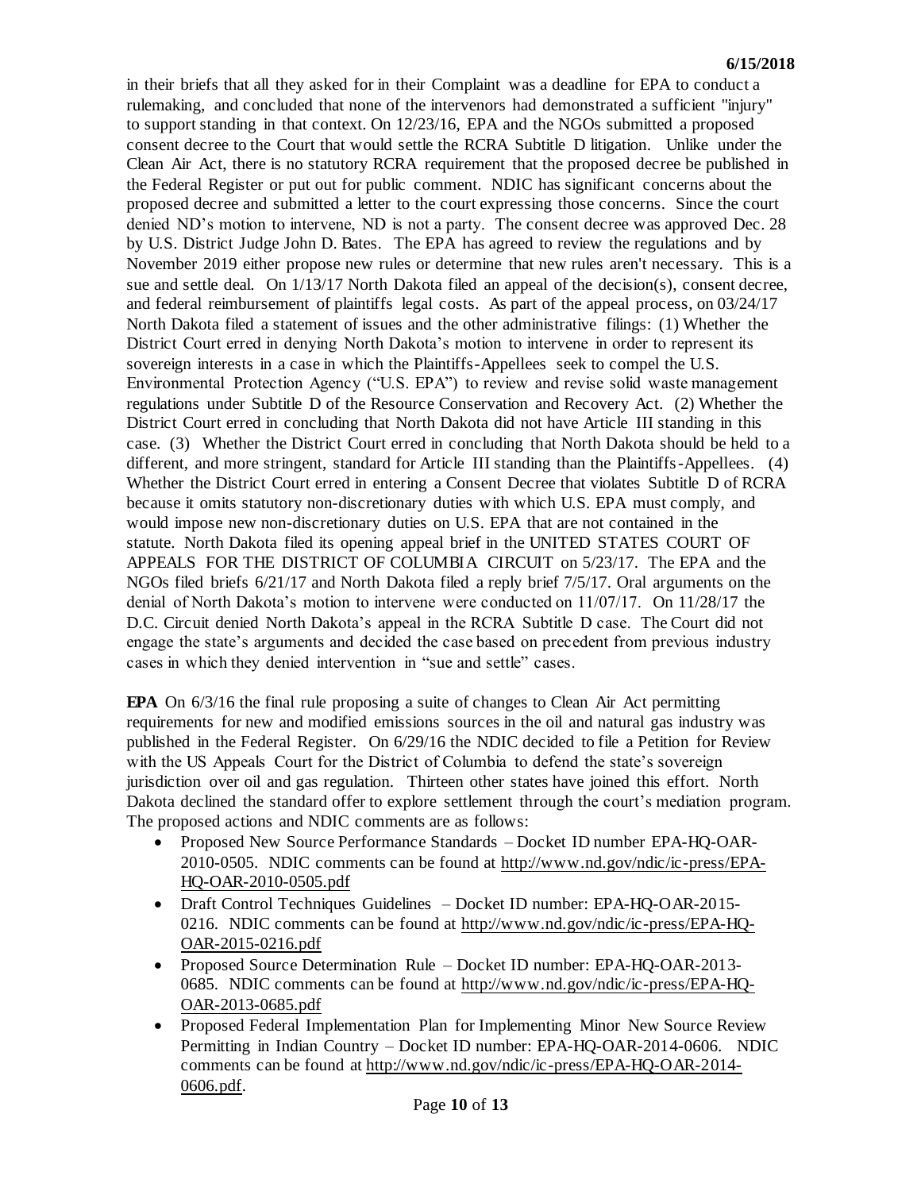in their briefs that all they asked for in their Complaint was a deadline for EPA to conduct a rulemaking, and concluded that none of the intervenors had demonstrated a sufficient "injury" to support standing in that context. On 12/23/16, EPA and the NGOs submitted a proposed consent decree to the Court that would settle the RCRA Subtitle D litigation. Unlike under the Clean Air Act, there is no statutory RCRA requirement that the proposed decree be published in the Federal Register or put out for public comment. NDIC has significant concerns about the proposed decree and submitted a letter to the court expressing those concerns. Since the court denied ND's motion to intervene, ND is not a party. The consent decree was approved Dec. 28 by U.S. District Judge John D. Bates. The EPA has agreed to review the regulations and by November 2019 either propose new rules or determine that new rules aren't necessary. This is a sue and settle deal. On 1/13/17 North Dakota filed an appeal of the decision(s), consent decree, and federal reimbursement of plaintiffs legal costs. As part of the appeal process, on 03/24/17 North Dakota filed a statement of issues and the other administrative filings: (1) Whether the District Court erred in denying North Dakota's motion to intervene in order to represent its sovereign interests in a case in which the Plaintiffs-Appellees seek to compel the U.S. Environmental Protection Agency ("U.S. EPA") to review and revise solid waste management regulations under Subtitle D of the Resource Conservation and Recovery Act. (2) Whether the District Court erred in concluding that North Dakota did not have Article III standing in this case. (3) Whether the District Court erred in concluding that North Dakota should be held to a different, and more stringent, standard for Article III standing than the Plaintiffs-Appellees. (4) Whether the District Court erred in entering a Consent Decree that violates Subtitle D of RCRA because it omits statutory non-discretionary duties with which U.S. EPA must comply, and would impose new non-discretionary duties on U.S. EPA that are not contained in the statute. North Dakota filed its opening appeal brief in the UNITED STATES COURT OF APPEALS FOR THE DISTRICT OF COLUMBIA CIRCUIT on 5/23/17. The EPA and the NGOs filed briefs 6/21/17 and North Dakota filed a reply brief 7/5/17. Oral arguments on the denial of North Dakota's motion to intervene were conducted on 11/07/17. On 11/28/17 the D.C. Circuit denied North Dakota's appeal in the RCRA Subtitle D case. The Court did not engage the state's arguments and decided the case based on precedent from previous industry cases in which they denied intervention in "sue and settle" cases.

**EPA** On 6/3/16 the final rule proposing a suite of changes to Clean Air Act permitting requirements for new and modified emissions sources in the oil and natural gas industry was published in the Federal Register. On 6/29/16 the NDIC decided to file a Petition for Review with the US Appeals Court for the District of Columbia to defend the state's sovereign jurisdiction over oil and gas regulation. Thirteen other states have joined this effort. North Dakota declined the standard offer to explore settlement through the court's mediation program. The proposed actions and NDIC comments are as follows:

- Proposed New Source Performance Standards – Docket ID number EPA-HQ-OAR-2010-0505. NDIC comments can be found at http://www.nd.gov/ndic/ic-press/EPA-HQ-OAR-2010-0505.pdf
- Draft Control Techniques Guidelines – Docket ID number: EPA-HQ-OAR-2015-0216. NDIC comments can be found at http://www.nd.gov/ndic/ic-press/EPA-HQ-OAR-2015-0216.pdf
- Proposed Source Determination Rule – Docket ID number: EPA-HQ-OAR-2013-0685. NDIC comments can be found at http://www.nd.gov/ndic/ic-press/EPA-HQ-OAR-2013-0685.pdf
- Proposed Federal Implementation Plan for Implementing Minor New Source Review Permitting in Indian Country – Docket ID number: EPA-HQ-OAR-2014-0606. NDIC comments can be found at http://www.nd.gov/ndic/ic-press/EPA-HQ-OAR-2014-0606.pdf.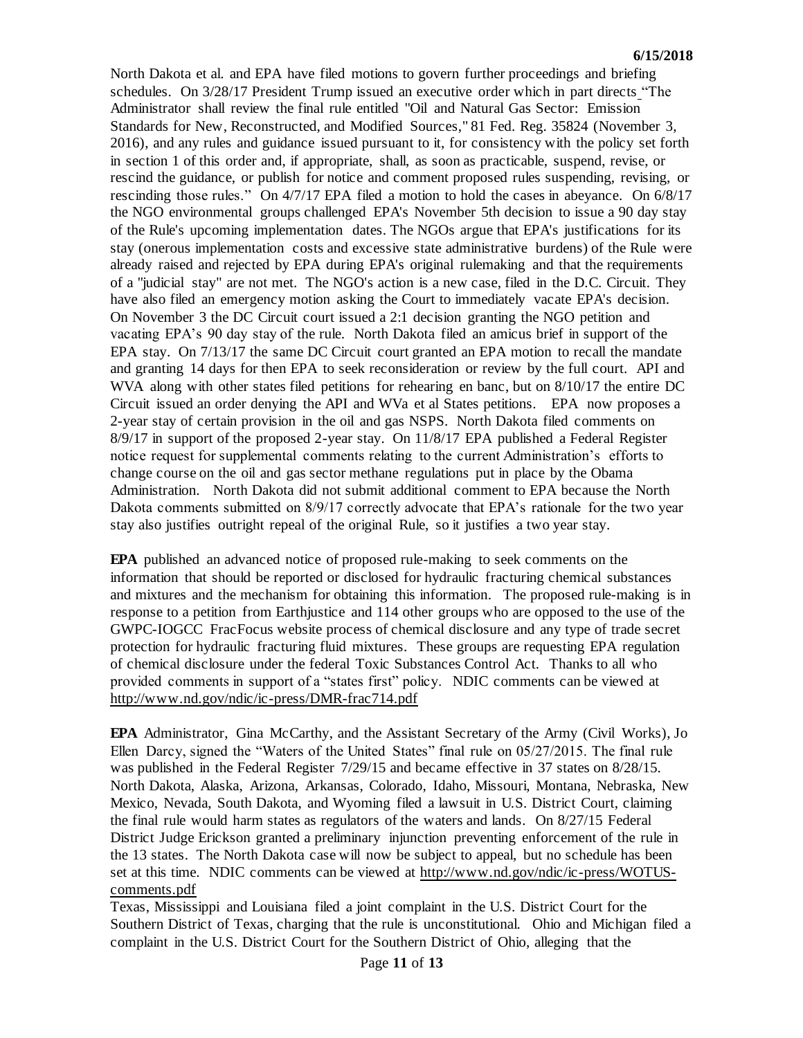North Dakota et al. and EPA have filed motions to govern further proceedings and briefing schedules. On 3/28/17 President Trump issued an executive order which in part directs "The Administrator shall review the final rule entitled "Oil and Natural Gas Sector: Emission Standards for New, Reconstructed, and Modified Sources," 81 Fed. Reg. 35824 (November 3, 2016), and any rules and guidance issued pursuant to it, for consistency with the policy set forth in section 1 of this order and, if appropriate, shall, as soon as practicable, suspend, revise, or rescind the guidance, or publish for notice and comment proposed rules suspending, revising, or rescinding those rules." On 4/7/17 EPA filed a motion to hold the cases in abeyance. On 6/8/17 the NGO environmental groups challenged EPA's November 5th decision to issue a 90 day stay of the Rule's upcoming implementation dates. The NGOs argue that EPA's justifications for its stay (onerous implementation costs and excessive state administrative burdens) of the Rule were already raised and rejected by EPA during EPA's original rulemaking and that the requirements of a "judicial stay" are not met. The NGO's action is a new case, filed in the D.C. Circuit. They have also filed an emergency motion asking the Court to immediately vacate EPA's decision. On November 3 the DC Circuit court issued a 2:1 decision granting the NGO petition and vacating EPA's 90 day stay of the rule. North Dakota filed an amicus brief in support of the EPA stay. On 7/13/17 the same DC Circuit court granted an EPA motion to recall the mandate and granting 14 days for then EPA to seek reconsideration or review by the full court. API and WVA along with other states filed petitions for rehearing en banc, but on 8/10/17 the entire DC Circuit issued an order denying the API and WVa et al States petitions. EPA now proposes a 2-year stay of certain provision in the oil and gas NSPS. North Dakota filed comments on 8/9/17 in support of the proposed 2-year stay. On 11/8/17 EPA published a Federal Register notice request for supplemental comments relating to the current Administration's efforts to change course on the oil and gas sector methane regulations put in place by the Obama Administration. North Dakota did not submit additional comment to EPA because the North Dakota comments submitted on 8/9/17 correctly advocate that EPA's rationale for the two year stay also justifies outright repeal of the original Rule, so it justifies a two year stay.

**EPA** published an advanced notice of proposed rule-making to seek comments on the information that should be reported or disclosed for hydraulic fracturing chemical substances and mixtures and the mechanism for obtaining this information. The proposed rule-making is in response to a petition from Earthjustice and 114 other groups who are opposed to the use of the GWPC-IOGCC FracFocus website process of chemical disclosure and any type of trade secret protection for hydraulic fracturing fluid mixtures. These groups are requesting EPA regulation of chemical disclosure under the federal Toxic Substances Control Act. Thanks to all who provided comments in support of a "states first" policy. NDIC comments can be viewed at http://www.nd.gov/ndic/ic-press/DMR-frac714.pdf

**EPA** Administrator, Gina McCarthy, and the Assistant Secretary of the Army (Civil Works), Jo Ellen Darcy, signed the "Waters of the United States" final rule on 05/27/2015. The final rule was published in the Federal Register 7/29/15 and became effective in 37 states on 8/28/15. North Dakota, Alaska, Arizona, Arkansas, Colorado, Idaho, Missouri, Montana, Nebraska, New Mexico, Nevada, South Dakota, and Wyoming filed a lawsuit in U.S. District Court, claiming the final rule would harm states as regulators of the waters and lands. On 8/27/15 Federal District Judge Erickson granted a preliminary injunction preventing enforcement of the rule in the 13 states. The North Dakota case will now be subject to appeal, but no schedule has been set at this time. NDIC comments can be viewed at http://www.nd.gov/ndic/ic-press/WOTUS-comments.pdf

Texas, Mississippi and Louisiana filed a joint complaint in the U.S. District Court for the Southern District of Texas, charging that the rule is unconstitutional. Ohio and Michigan filed a complaint in the U.S. District Court for the Southern District of Ohio, alleging that the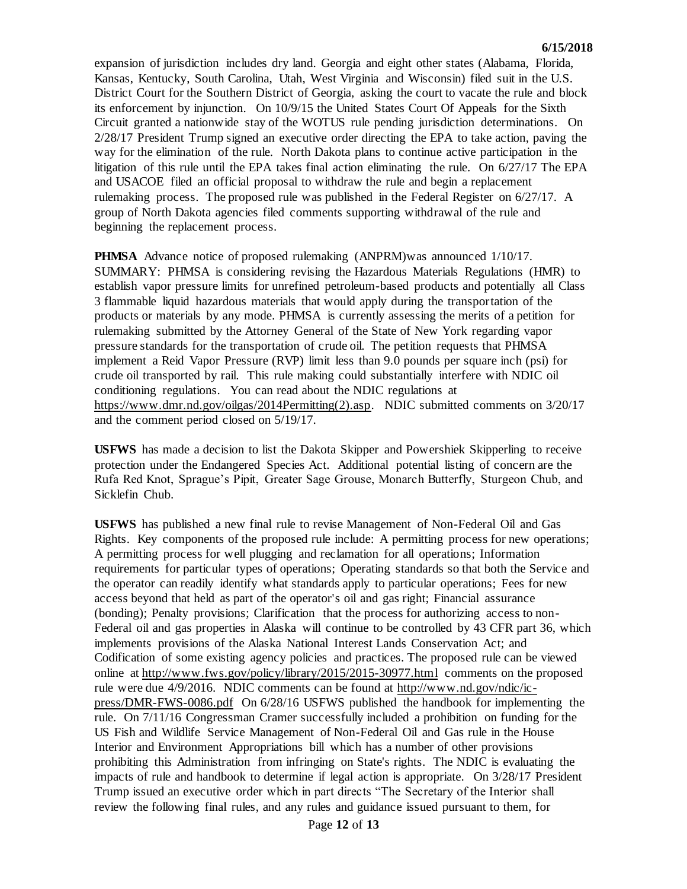expansion of jurisdiction includes dry land. Georgia and eight other states (Alabama, Florida, Kansas, Kentucky, South Carolina, Utah, West Virginia and Wisconsin) filed suit in the U.S. District Court for the Southern District of Georgia, asking the court to vacate the rule and block its enforcement by injunction. On 10/9/15 the United States Court Of Appeals for the Sixth Circuit granted a nationwide stay of the WOTUS rule pending jurisdiction determinations. On 2/28/17 President Trump signed an executive order directing the EPA to take action, paving the way for the elimination of the rule. North Dakota plans to continue active participation in the litigation of this rule until the EPA takes final action eliminating the rule. On 6/27/17 The EPA and USACOE filed an official proposal to withdraw the rule and begin a replacement rulemaking process. The proposed rule was published in the Federal Register on 6/27/17. A group of North Dakota agencies filed comments supporting withdrawal of the rule and beginning the replacement process.

**PHMSA** Advance notice of proposed rulemaking (ANPRM)was announced 1/10/17. SUMMARY: PHMSA is considering revising the Hazardous Materials Regulations (HMR) to establish vapor pressure limits for unrefined petroleum-based products and potentially all Class 3 flammable liquid hazardous materials that would apply during the transportation of the products or materials by any mode. PHMSA is currently assessing the merits of a petition for rulemaking submitted by the Attorney General of the State of New York regarding vapor pressure standards for the transportation of crude oil. The petition requests that PHMSA implement a Reid Vapor Pressure (RVP) limit less than 9.0 pounds per square inch (psi) for crude oil transported by rail. This rule making could substantially interfere with NDIC oil conditioning regulations. You can read about the NDIC regulations at https://www.dmr.nd.gov/oilgas/2014Permitting(2).asp. NDIC submitted comments on 3/20/17 and the comment period closed on 5/19/17.

**USFWS** has made a decision to list the Dakota Skipper and Powershiek Skipperling to receive protection under the Endangered Species Act. Additional potential listing of concern are the Rufa Red Knot, Sprague's Pipit, Greater Sage Grouse, Monarch Butterfly, Sturgeon Chub, and Sicklefin Chub.

**USFWS** has published a new final rule to revise Management of Non-Federal Oil and Gas Rights. Key components of the proposed rule include: A permitting process for new operations; A permitting process for well plugging and reclamation for all operations; Information requirements for particular types of operations; Operating standards so that both the Service and the operator can readily identify what standards apply to particular operations; Fees for new access beyond that held as part of the operator's oil and gas right; Financial assurance (bonding); Penalty provisions; Clarification that the process for authorizing access to non-Federal oil and gas properties in Alaska will continue to be controlled by 43 CFR part 36, which implements provisions of the Alaska National Interest Lands Conservation Act; and Codification of some existing agency policies and practices. The proposed rule can be viewed online at http://www.fws.gov/policy/library/2015/2015-30977.html comments on the proposed rule were due 4/9/2016. NDIC comments can be found at http://www.nd.gov/ndic/ic-press/DMR-FWS-0086.pdf On 6/28/16 USFWS published the handbook for implementing the rule. On 7/11/16 Congressman Cramer successfully included a prohibition on funding for the US Fish and Wildlife Service Management of Non-Federal Oil and Gas rule in the House Interior and Environment Appropriations bill which has a number of other provisions prohibiting this Administration from infringing on State's rights. The NDIC is evaluating the impacts of rule and handbook to determine if legal action is appropriate. On 3/28/17 President Trump issued an executive order which in part directs "The Secretary of the Interior shall review the following final rules, and any rules and guidance issued pursuant to them, for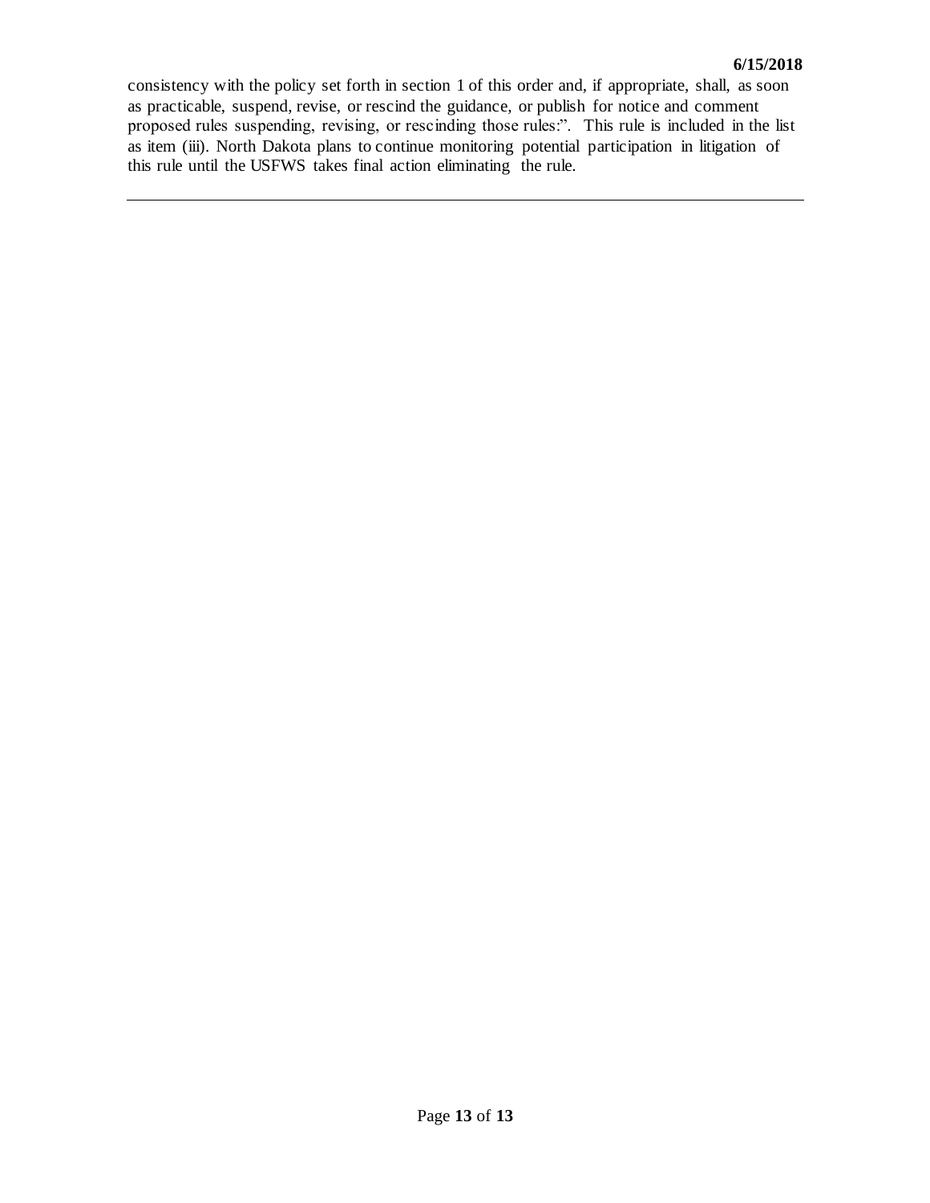consistency with the policy set forth in section 1 of this order and, if appropriate, shall, as soon as practicable, suspend, revise, or rescind the guidance, or publish for notice and comment proposed rules suspending, revising, or rescinding those rules:". This rule is included in the list as item (iii). North Dakota plans to continue monitoring potential participation in litigation of this rule until the USFWS takes final action eliminating the rule.

---